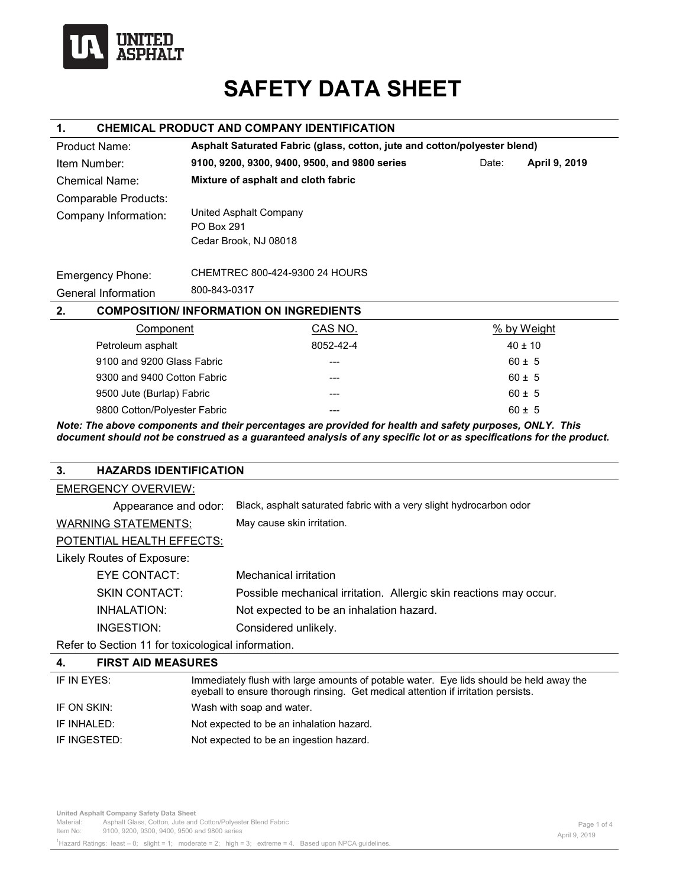UNITED ASPHALT

# SAFETY DATA SHEET

## 1. CHEMICAL PRODUCT AND COMPANY IDENTIFICATION

| | |
|---|---|
| Product Name: | **Asphalt Saturated Fabric (glass, cotton, jute and cotton/polyester blend)** |
| Item Number: | **9100, 9200, 9300, 9400, 9500, and 9800 series** Date: **April 9, 2019** |
| Chemical Name: | **Mixture of asphalt and cloth fabric** |
| Comparable Products: | |
| Company Information: | United Asphalt Company<br>PO Box 291<br>Cedar Brook, NJ 08018 |
| Emergency Phone: | CHEMTREC 800-424-9300 24 HOURS |
| General Information | 800-843-0317 |

## 2. COMPOSITION/ INFORMATION ON INGREDIENTS

| Component | CAS NO. | % by Weight |
|---|---|---|
| Petroleum asphalt | 8052-42-4 | 40 ± 10 |
| 9100 and 9200 Glass Fabric | --- | 60 ± 5 |
| 9300 and 9400 Cotton Fabric | --- | 60 ± 5 |
| 9500 Jute (Burlap) Fabric | --- | 60 ± 5 |
| 9800 Cotton/Polyester Fabric | --- | 60 ± 5 |

***Note: The above components and their percentages are provided for health and safety purposes, ONLY. This document should not be construed as a guaranteed analysis of any specific lot or as specifications for the product.***

## 3. HAZARDS IDENTIFICATION

EMERGENCY OVERVIEW:

Appearance and odor: Black, asphalt saturated fabric with a very slight hydrocarbon odor

WARNING STATEMENTS: May cause skin irritation.

POTENTIAL HEALTH EFFECTS:

Likely Routes of Exposure:

- EYE CONTACT: Mechanical irritation
- SKIN CONTACT: Possible mechanical irritation. Allergic skin reactions may occur.
- INHALATION: Not expected to be an inhalation hazard.
- INGESTION: Considered unlikely.

Refer to Section 11 for toxicological information.

## 4. FIRST AID MEASURES

| | |
|---|---|
| IF IN EYES: | Immediately flush with large amounts of potable water. Eye lids should be held away the eyeball to ensure thorough rinsing. Get medical attention if irritation persists. |
| IF ON SKIN: | Wash with soap and water. |
| IF INHALED: | Not expected to be an inhalation hazard. |
| IF INGESTED: | Not expected to be an ingestion hazard. |

[1]Hazard Ratings: least – 0; slight = 1; moderate = 2; high = 3; extreme = 4. Based upon NPCA guidelines.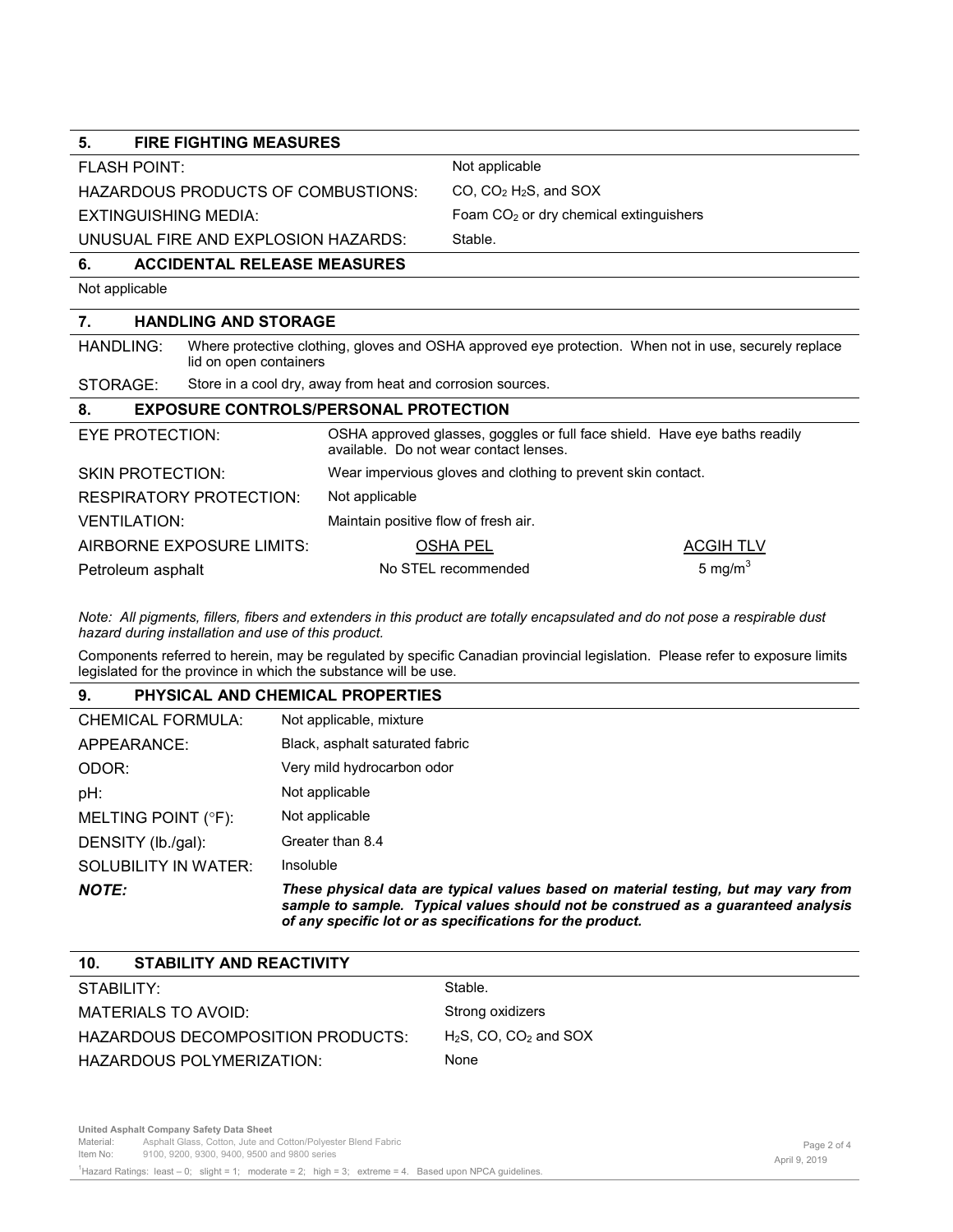## 5. FIRE FIGHTING MEASURES

| | |
|---|---|
| FLASH POINT: | Not applicable |
| HAZARDOUS PRODUCTS OF COMBUSTIONS: | CO, $CO_2$ $H_2S$, and SOX |
| EXTINGUISHING MEDIA: | Foam $CO_2$ or dry chemical extinguishers |
| UNUSUAL FIRE AND EXPLOSION HAZARDS: | Stable. |

## 6. ACCIDENTAL RELEASE MEASURES

Not applicable

## 7. HANDLING AND STORAGE

| | |
|---|---|
| HANDLING: | Where protective clothing, gloves and OSHA approved eye protection. When not in use, securely replace lid on open containers |
| STORAGE: | Store in a cool dry, away from heat and corrosion sources. |

## 8. EXPOSURE CONTROLS/PERSONAL PROTECTION

| | |
|---|---|
| EYE PROTECTION: | OSHA approved glasses, goggles or full face shield. Have eye baths readily available. Do not wear contact lenses. |
| SKIN PROTECTION: | Wear impervious gloves and clothing to prevent skin contact. |
| RESPIRATORY PROTECTION: | Not applicable |
| VENTILATION: | Maintain positive flow of fresh air. |

| AIRBORNE EXPOSURE LIMITS: | OSHA PEL | ACGIH TLV |
|---|---|---|
| Petroleum asphalt | No STEL recommended | 5 mg/m$^3$ |

*Note: All pigments, fillers, fibers and extenders in this product are totally encapsulated and do not pose a respirable dust hazard during installation and use of this product.*

Components referred to herein, may be regulated by specific Canadian provincial legislation. Please refer to exposure limits legislated for the province in which the substance will be use.

## 9. PHYSICAL AND CHEMICAL PROPERTIES

| | |
|---|---|
| CHEMICAL FORMULA: | Not applicable, mixture |
| APPEARANCE: | Black, asphalt saturated fabric |
| ODOR: | Very mild hydrocarbon odor |
| pH: | Not applicable |
| MELTING POINT (°F): | Not applicable |
| DENSITY (lb./gal): | Greater than 8.4 |
| SOLUBILITY IN WATER: | Insoluble |
| ***NOTE:*** | ***These physical data are typical values based on material testing, but may vary from sample to sample. Typical values should not be construed as a guaranteed analysis of any specific lot or as specifications for the product.*** |

## 10. STABILITY AND REACTIVITY

| | |
|---|---|
| STABILITY: | Stable. |
| MATERIALS TO AVOID: | Strong oxidizers |
| HAZARDOUS DECOMPOSITION PRODUCTS: | $H_2S$, CO, $CO_2$ and SOX |
| HAZARDOUS POLYMERIZATION: | None |

[1]Hazard Ratings: least – 0; slight = 1; moderate = 2; high = 3; extreme = 4. Based upon NPCA guidelines.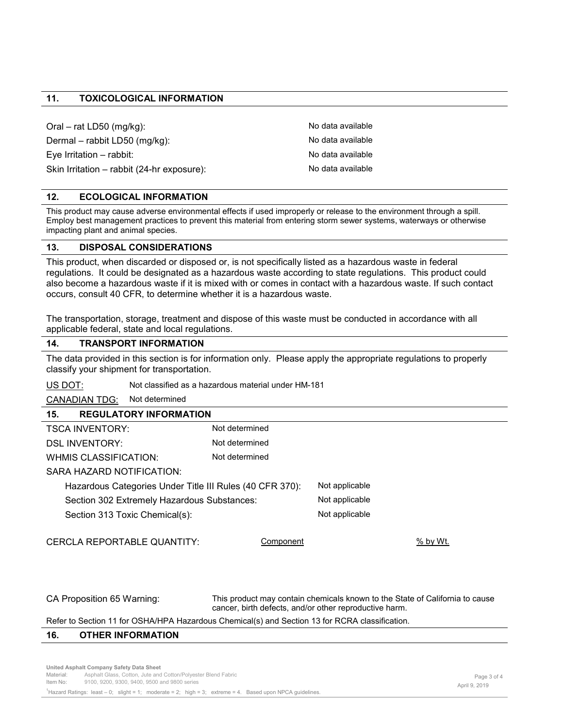## 11. TOXICOLOGICAL INFORMATION

| | |
|---|---|
| Oral – rat LD50 (mg/kg): | No data available |
| Dermal – rabbit LD50 (mg/kg): | No data available |
| Eye Irritation – rabbit: | No data available |
| Skin Irritation – rabbit (24-hr exposure): | No data available |

## 12. ECOLOGICAL INFORMATION

This product may cause adverse environmental effects if used improperly or release to the environment through a spill. Employ best management practices to prevent this material from entering storm sewer systems, waterways or otherwise impacting plant and animal species.

## 13. DISPOSAL CONSIDERATIONS

This product, when discarded or disposed or, is not specifically listed as a hazardous waste in federal regulations. It could be designated as a hazardous waste according to state regulations. This product could also become a hazardous waste if it is mixed with or comes in contact with a hazardous waste. If such contact occurs, consult 40 CFR, to determine whether it is a hazardous waste.

The transportation, storage, treatment and dispose of this waste must be conducted in accordance with all applicable federal, state and local regulations.

## 14. TRANSPORT INFORMATION

The data provided in this section is for information only. Please apply the appropriate regulations to properly classify your shipment for transportation.

US DOT: Not classified as a hazardous material under HM-181

CANADIAN TDG: Not determined

## 15. REGULATORY INFORMATION

| | |
|---|---|
| TSCA INVENTORY: | Not determined |
| DSL INVENTORY: | Not determined |
| WHMIS CLASSIFICATION: | Not determined |

SARA HAZARD NOTIFICATION:

| | |
|---|---|
| Hazardous Categories Under Title III Rules (40 CFR 370): | Not applicable |
| Section 302 Extremely Hazardous Substances: | Not applicable |
| Section 313 Toxic Chemical(s): | Not applicable |

CERCLA REPORTABLE QUANTITY:

| Component | % by Wt. |
|---|---|
| | |

CA Proposition 65 Warning: This product may contain chemicals known to the State of California to cause cancer, birth defects, and/or other reproductive harm.

Refer to Section 11 for OSHA/HPA Hazardous Chemical(s) and Section 13 for RCRA classification.

## 16. OTHER INFORMATION

United Asphalt Company Safety Data Sheet
Material: Asphalt Glass, Cotton, Jute and Cotton/Polyester Blend Fabric
Item No: 9100, 9200, 9300, 9400, 9500 and 9800 series
April 9, 2019

[1]Hazard Ratings: least – 0; slight = 1; moderate = 2; high = 3; extreme = 4. Based upon NPCA guidelines.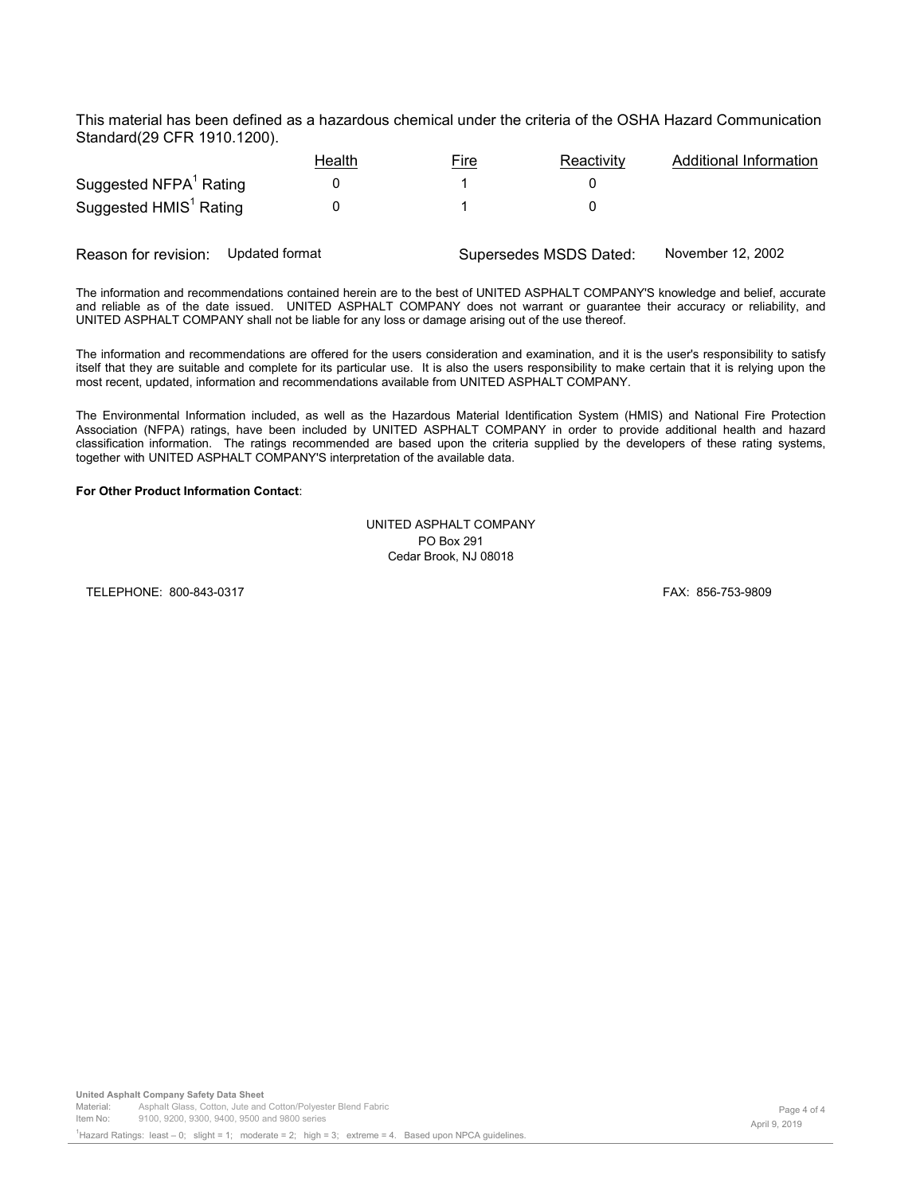This material has been defined as a hazardous chemical under the criteria of the OSHA Hazard Communication Standard(29 CFR 1910.1200).

| | Health | Fire | Reactivity | Additional Information |
|---|---|---|---|---|
| Suggested NFPA[1] Rating | 0 | 1 | 0 | |
| Suggested HMIS[1] Rating | 0 | 1 | 0 | |

Reason for revision: Updated format    Supersedes MSDS Dated: November 12, 2002

The information and recommendations contained herein are to the best of UNITED ASPHALT COMPANY'S knowledge and belief, accurate and reliable as of the date issued. UNITED ASPHALT COMPANY does not warrant or guarantee their accuracy or reliability, and UNITED ASPHALT COMPANY shall not be liable for any loss or damage arising out of the use thereof.

The information and recommendations are offered for the users consideration and examination, and it is the user's responsibility to satisfy itself that they are suitable and complete for its particular use. It is also the users responsibility to make certain that it is relying upon the most recent, updated, information and recommendations available from UNITED ASPHALT COMPANY.

The Environmental Information included, as well as the Hazardous Material Identification System (HMIS) and National Fire Protection Association (NFPA) ratings, have been included by UNITED ASPHALT COMPANY in order to provide additional health and hazard classification information. The ratings recommended are based upon the criteria supplied by the developers of these rating systems, together with UNITED ASPHALT COMPANY'S interpretation of the available data.

**For Other Product Information Contact**:

UNITED ASPHALT COMPANY
PO Box 291
Cedar Brook, NJ 08018

TELEPHONE: 800-843-0317    FAX: 856-753-9809

[1]Hazard Ratings: least – 0; slight = 1; moderate = 2; high = 3; extreme = 4. Based upon NPCA guidelines.